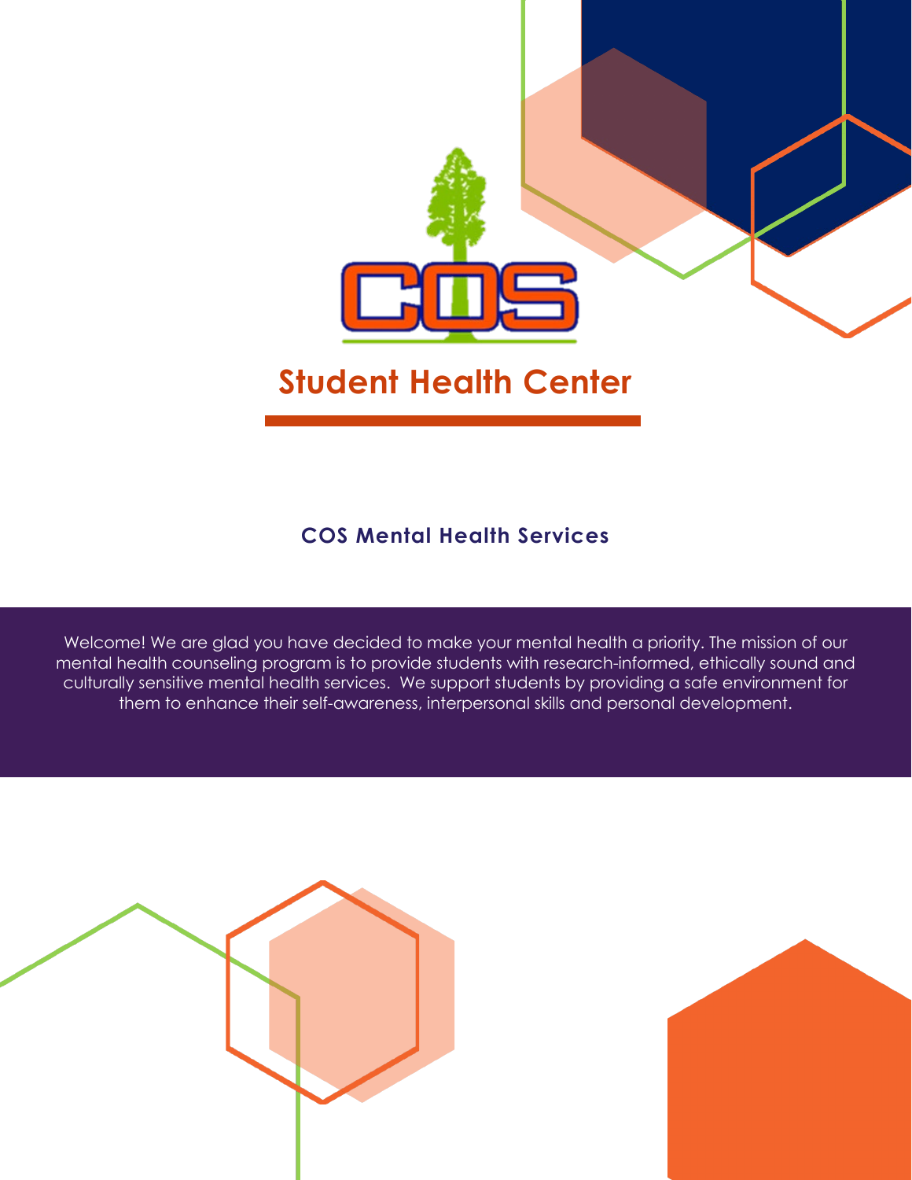# Student Health Center

## COS Mental Health Services

Welcome! We are glad you have decided to make your mental health a priority. The mission of our mental health counseling program is to provide students with research-informed, ethically sound and culturally sensitive mental health services. We support students by providing a safe environment for them to enhance their self-awareness, interpersonal skills and personal development.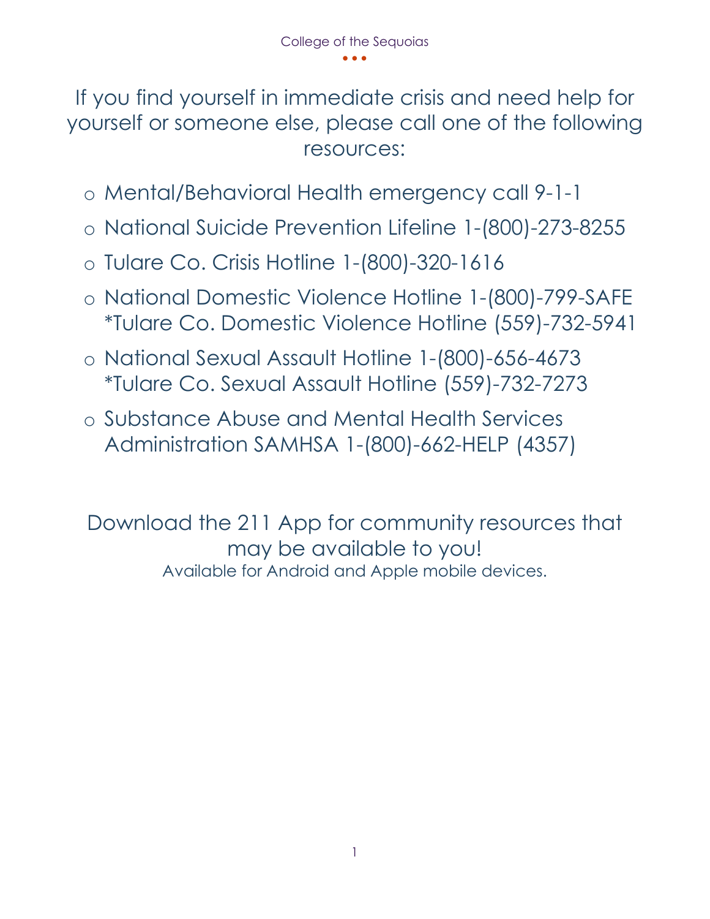If you find yourself in immediate crisis and need help for yourself or someone else, please call one of the following resources:

- Mental/Behavioral Health emergency call 9-1-1
- National Suicide Prevention Lifeline 1-(800)-273-8255
- Tulare Co. Crisis Hotline 1-(800)-320-1616
- National Domestic Violence Hotline 1-(800)-799-SAFE
  *Tulare Co. Domestic Violence Hotline (559)-732-5941
- National Sexual Assault Hotline 1-(800)-656-4673
  *Tulare Co. Sexual Assault Hotline (559)-732-7273
- Substance Abuse and Mental Health Services Administration SAMHSA 1-(800)-662-HELP (4357)

Download the 211 App for community resources that may be available to you!
Available for Android and Apple mobile devices.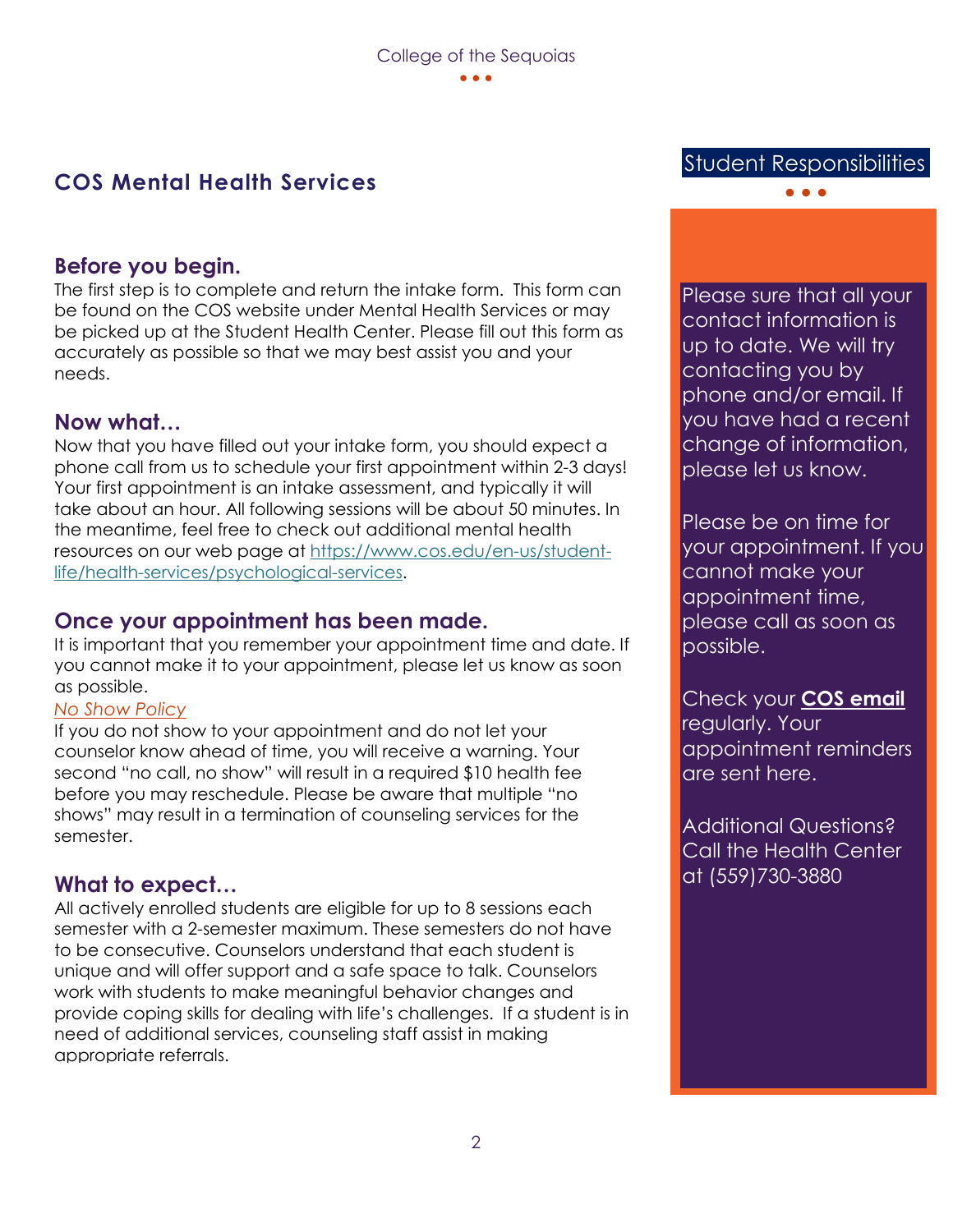## COS Mental Health Services

### Before you begin.

The first step is to complete and return the intake form. This form can be found on the COS website under Mental Health Services or may be picked up at the Student Health Center. Please fill out this form as accurately as possible so that we may best assist you and your needs.

### Now what…

Now that you have filled out your intake form, you should expect a phone call from us to schedule your first appointment within 2-3 days! Your first appointment is an intake assessment, and typically it will take about an hour. All following sessions will be about 50 minutes. In the meantime, feel free to check out additional mental health resources on our web page at https://www.cos.edu/en-us/student-life/health-services/psychological-services.

### Once your appointment has been made.

It is important that you remember your appointment time and date. If you cannot make it to your appointment, please let us know as soon as possible.

*No Show Policy*

If you do not show to your appointment and do not let your counselor know ahead of time, you will receive a warning. Your second "no call, no show" will result in a required $10 health fee before you may reschedule. Please be aware that multiple "no shows" may result in a termination of counseling services for the semester.

### What to expect…

All actively enrolled students are eligible for up to 8 sessions each semester with a 2-semester maximum. These semesters do not have to be consecutive. Counselors understand that each student is unique and will offer support and a safe space to talk. Counselors work with students to make meaningful behavior changes and provide coping skills for dealing with life's challenges. If a student is in need of additional services, counseling staff assist in making appropriate referrals.

## Student Responsibilities

Please sure that all your contact information is up to date. We will try contacting you by phone and/or email. If you have had a recent change of information, please let us know.

Please be on time for your appointment. If you cannot make your appointment time, please call as soon as possible.

Check your **COS email** regularly. Your appointment reminders are sent here.

Additional Questions? Call the Health Center at (559)730-3880